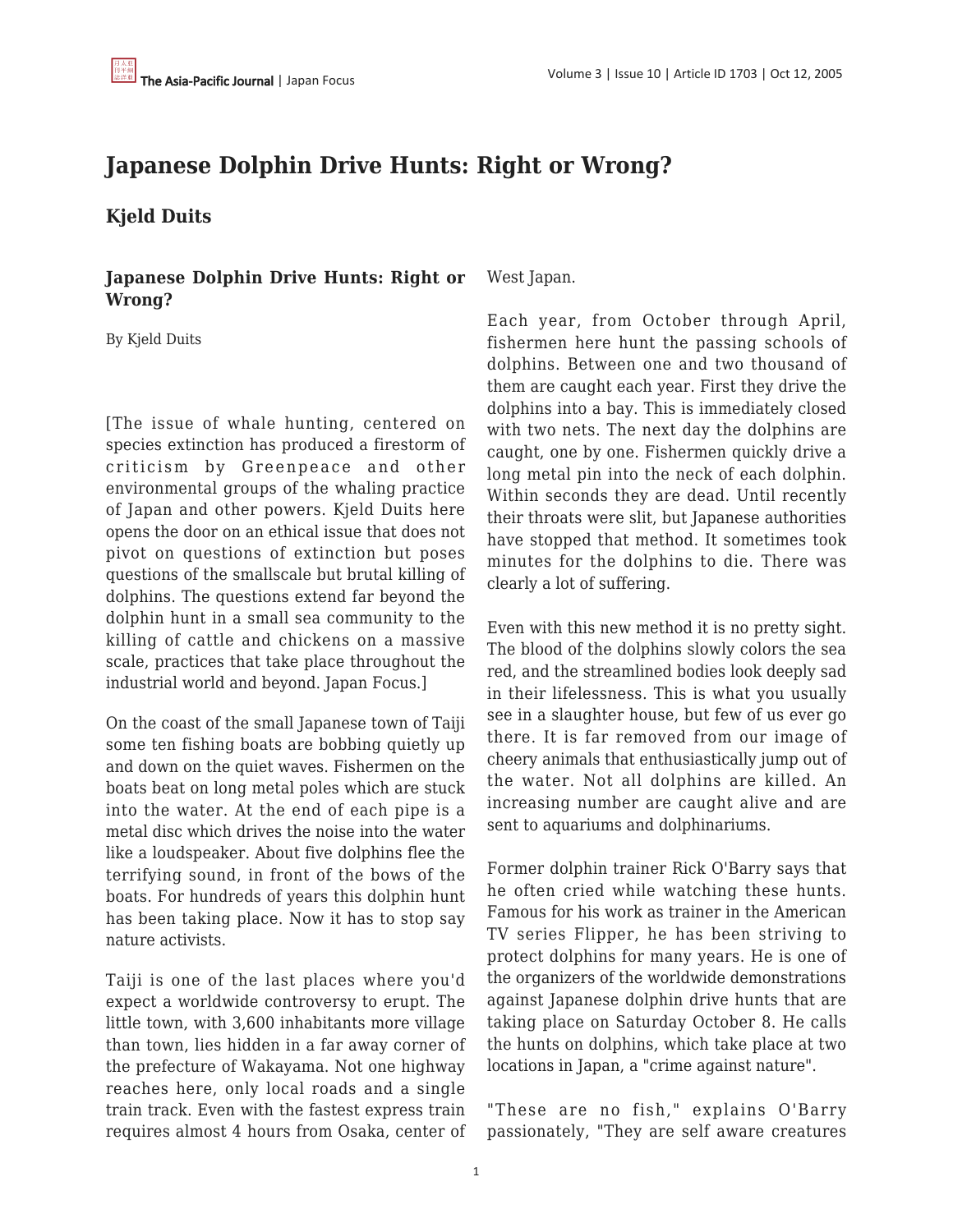# Japanese Dolphin Drive Hunts: Right or Wrong?

## Kjeld Duits

### Japanese Dolphin Drive Hunts: Right or Wrong?

By Kjeld Duits

[The issue of whale hunting, centered on species extinction has produced a firestorm of criticism by Greenpeace and other environmental groups of the whaling practice of Japan and other powers. Kjeld Duits here opens the door on an ethical issue that does not pivot on questions of extinction but poses questions of the smallscale but brutal killing of dolphins. The questions extend far beyond the dolphin hunt in a small sea community to the killing of cattle and chickens on a massive scale, practices that take place throughout the industrial world and beyond. Japan Focus.]

On the coast of the small Japanese town of Taiji some ten fishing boats are bobbing quietly up and down on the quiet waves. Fishermen on the boats beat on long metal poles which are stuck into the water. At the end of each pipe is a metal disc which drives the noise into the water like a loudspeaker. About five dolphins flee the terrifying sound, in front of the bows of the boats. For hundreds of years this dolphin hunt has been taking place. Now it has to stop say nature activists.

Taiji is one of the last places where you'd expect a worldwide controversy to erupt. The little town, with 3,600 inhabitants more village than town, lies hidden in a far away corner of the prefecture of Wakayama. Not one highway reaches here, only local roads and a single train track. Even with the fastest express train requires almost 4 hours from Osaka, center of West Japan.

Each year, from October through April, fishermen here hunt the passing schools of dolphins. Between one and two thousand of them are caught each year. First they drive the dolphins into a bay. This is immediately closed with two nets. The next day the dolphins are caught, one by one. Fishermen quickly drive a long metal pin into the neck of each dolphin. Within seconds they are dead. Until recently their throats were slit, but Japanese authorities have stopped that method. It sometimes took minutes for the dolphins to die. There was clearly a lot of suffering.

Even with this new method it is no pretty sight. The blood of the dolphins slowly colors the sea red, and the streamlined bodies look deeply sad in their lifelessness. This is what you usually see in a slaughter house, but few of us ever go there. It is far removed from our image of cheery animals that enthusiastically jump out of the water. Not all dolphins are killed. An increasing number are caught alive and are sent to aquariums and dolphinariums.

Former dolphin trainer Rick O'Barry says that he often cried while watching these hunts. Famous for his work as trainer in the American TV series Flipper, he has been striving to protect dolphins for many years. He is one of the organizers of the worldwide demonstrations against Japanese dolphin drive hunts that are taking place on Saturday October 8. He calls the hunts on dolphins, which take place at two locations in Japan, a "crime against nature".

"These are no fish," explains O'Barry passionately, "They are self aware creatures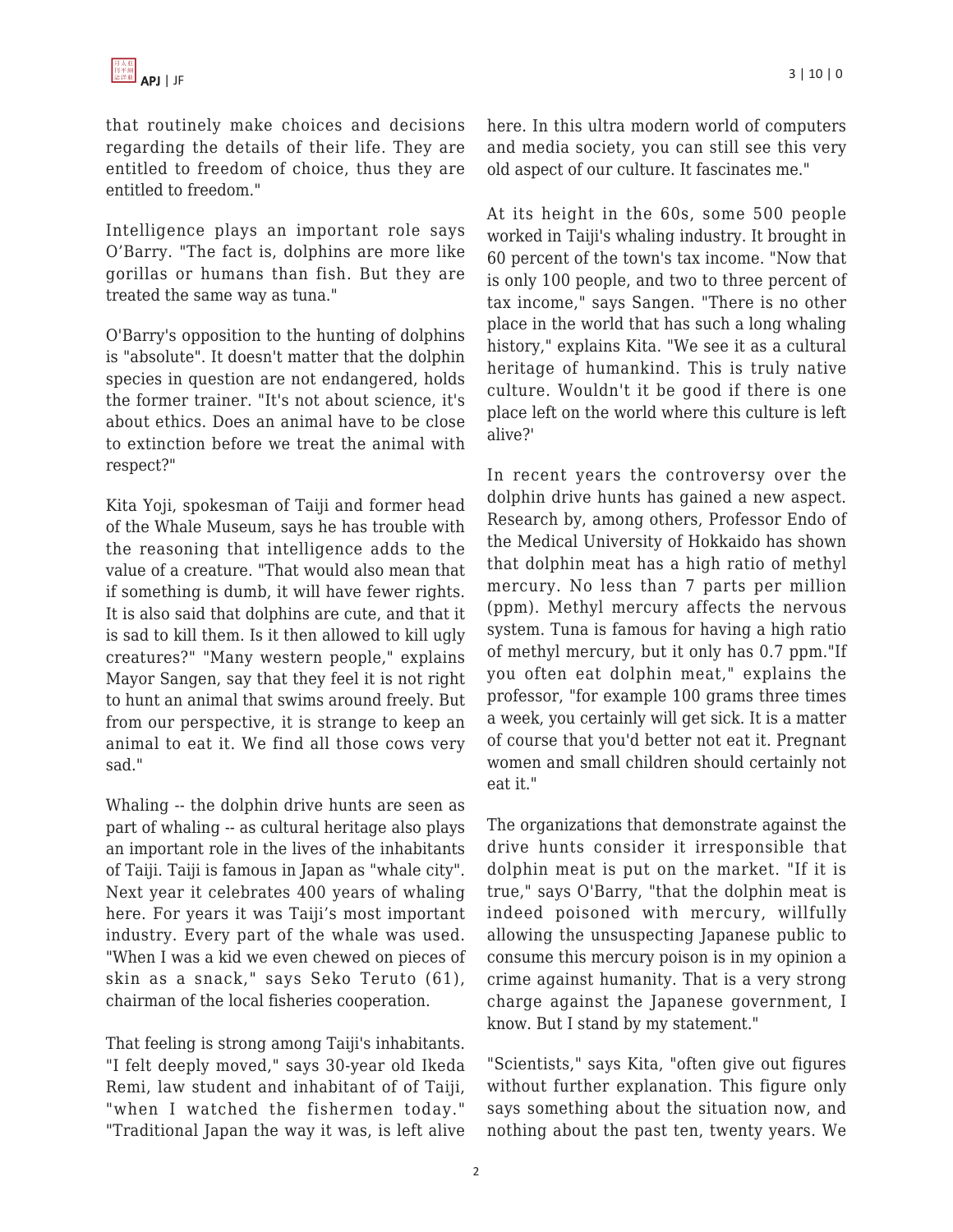that routinely make choices and decisions regarding the details of their life. They are entitled to freedom of choice, thus they are entitled to freedom."

Intelligence plays an important role says O'Barry. "The fact is, dolphins are more like gorillas or humans than fish. But they are treated the same way as tuna."

O'Barry's opposition to the hunting of dolphins is "absolute". It doesn't matter that the dolphin species in question are not endangered, holds the former trainer. "It's not about science, it's about ethics. Does an animal have to be close to extinction before we treat the animal with respect?"

Kita Yoji, spokesman of Taiji and former head of the Whale Museum, says he has trouble with the reasoning that intelligence adds to the value of a creature. "That would also mean that if something is dumb, it will have fewer rights. It is also said that dolphins are cute, and that it is sad to kill them. Is it then allowed to kill ugly creatures?" "Many western people," explains Mayor Sangen, say that they feel it is not right to hunt an animal that swims around freely. But from our perspective, it is strange to keep an animal to eat it. We find all those cows very sad."

Whaling -- the dolphin drive hunts are seen as part of whaling -- as cultural heritage also plays an important role in the lives of the inhabitants of Taiji. Taiji is famous in Japan as "whale city". Next year it celebrates 400 years of whaling here. For years it was Taiji's most important industry. Every part of the whale was used. "When I was a kid we even chewed on pieces of skin as a snack," says Seko Teruto (61), chairman of the local fisheries cooperation.

That feeling is strong among Taiji's inhabitants. "I felt deeply moved," says 30-year old Ikeda Remi, law student and inhabitant of of Taiji, "when I watched the fishermen today." "Traditional Japan the way it was, is left alive here. In this ultra modern world of computers and media society, you can still see this very old aspect of our culture. It fascinates me."

At its height in the 60s, some 500 people worked in Taiji's whaling industry. It brought in 60 percent of the town's tax income. "Now that is only 100 people, and two to three percent of tax income," says Sangen. "There is no other place in the world that has such a long whaling history," explains Kita. "We see it as a cultural heritage of humankind. This is truly native culture. Wouldn't it be good if there is one place left on the world where this culture is left alive?'

In recent years the controversy over the dolphin drive hunts has gained a new aspect. Research by, among others, Professor Endo of the Medical University of Hokkaido has shown that dolphin meat has a high ratio of methyl mercury. No less than 7 parts per million (ppm). Methyl mercury affects the nervous system. Tuna is famous for having a high ratio of methyl mercury, but it only has 0.7 ppm."If you often eat dolphin meat," explains the professor, "for example 100 grams three times a week, you certainly will get sick. It is a matter of course that you'd better not eat it. Pregnant women and small children should certainly not eat it."

The organizations that demonstrate against the drive hunts consider it irresponsible that dolphin meat is put on the market. "If it is true," says O'Barry, "that the dolphin meat is indeed poisoned with mercury, willfully allowing the unsuspecting Japanese public to consume this mercury poison is in my opinion a crime against humanity. That is a very strong charge against the Japanese government, I know. But I stand by my statement."

"Scientists," says Kita, "often give out figures without further explanation. This figure only says something about the situation now, and nothing about the past ten, twenty years. We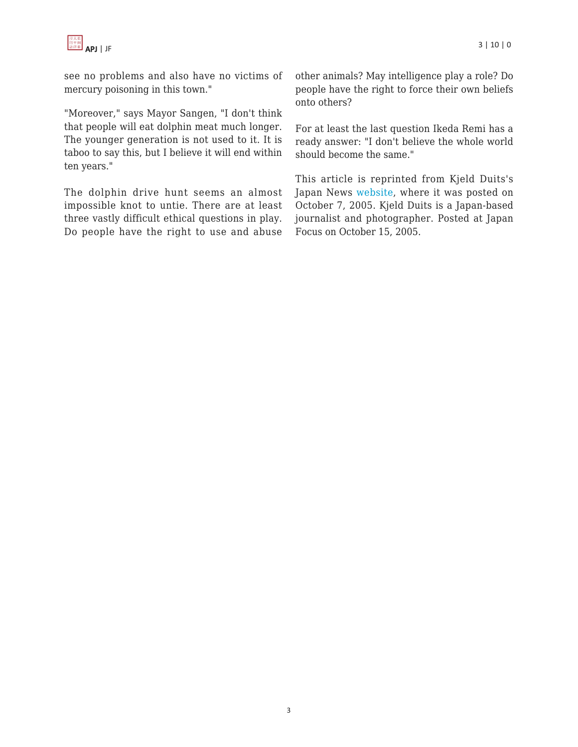see no problems and also have no victims of mercury poisoning in this town."

"Moreover," says Mayor Sangen, "I don't think that people will eat dolphin meat much longer. The younger generation is not used to it. It is taboo to say this, but I believe it will end within ten years."

The dolphin drive hunt seems an almost impossible knot to untie. There are at least three vastly difficult ethical questions in play. Do people have the right to use and abuse other animals? May intelligence play a role? Do people have the right to force their own beliefs onto others?

For at least the last question Ikeda Remi has a ready answer: "I don't believe the whole world should become the same."

This article is reprinted from Kjeld Duits's Japan News website, where it was posted on October 7, 2005. Kjeld Duits is a Japan-based journalist and photographer. Posted at Japan Focus on October 15, 2005.